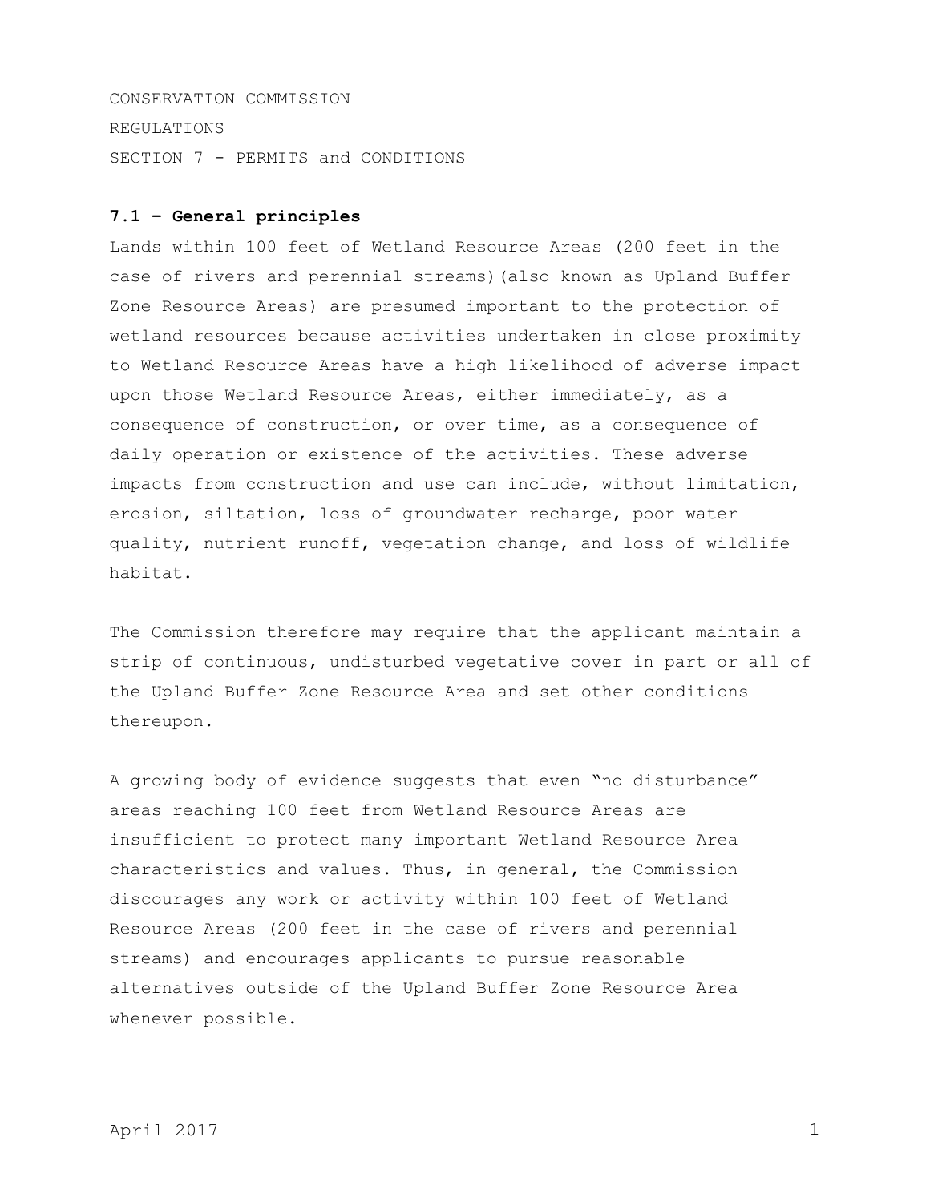CONSERVATION COMMISSION

REGULATIONS

SECTION 7 - PERMITS and CONDITIONS

### 7.1 – General principles

Lands within 100 feet of Wetland Resource Areas (200 feet in the case of rivers and perennial streams)(also known as Upland Buffer Zone Resource Areas) are presumed important to the protection of wetland resources because activities undertaken in close proximity to Wetland Resource Areas have a high likelihood of adverse impact upon those Wetland Resource Areas, either immediately, as a consequence of construction, or over time, as a consequence of daily operation or existence of the activities. These adverse impacts from construction and use can include, without limitation, erosion, siltation, loss of groundwater recharge, poor water quality, nutrient runoff, vegetation change, and loss of wildlife habitat.

The Commission therefore may require that the applicant maintain a strip of continuous, undisturbed vegetative cover in part or all of the Upland Buffer Zone Resource Area and set other conditions thereupon.

A growing body of evidence suggests that even "no disturbance" areas reaching 100 feet from Wetland Resource Areas are insufficient to protect many important Wetland Resource Area characteristics and values. Thus, in general, the Commission discourages any work or activity within 100 feet of Wetland Resource Areas (200 feet in the case of rivers and perennial streams) and encourages applicants to pursue reasonable alternatives outside of the Upland Buffer Zone Resource Area whenever possible.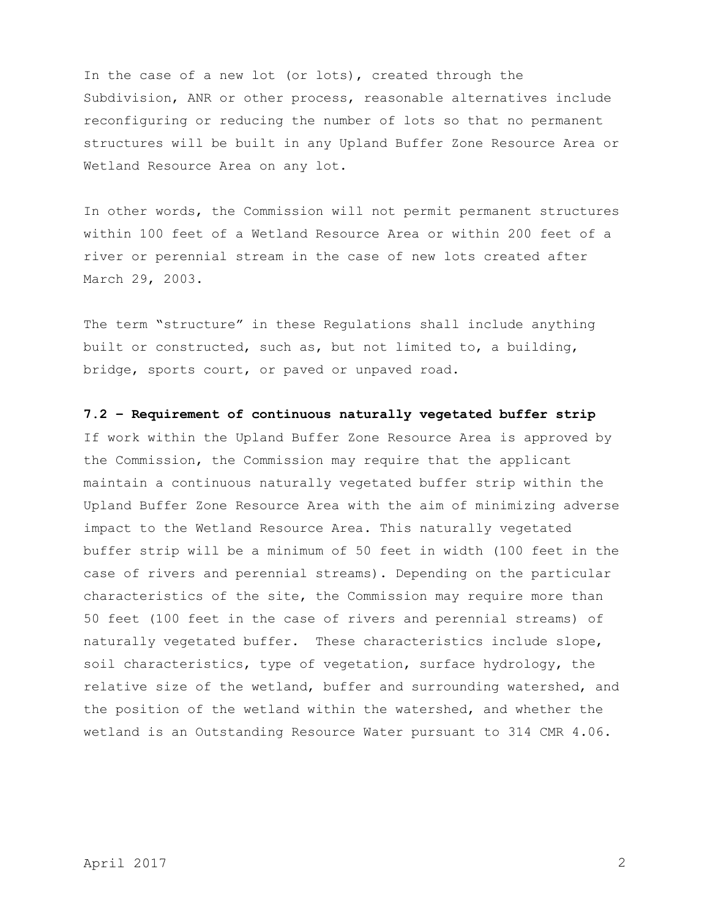In the case of a new lot (or lots), created through the Subdivision, ANR or other process, reasonable alternatives include reconfiguring or reducing the number of lots so that no permanent structures will be built in any Upland Buffer Zone Resource Area or Wetland Resource Area on any lot.

In other words, the Commission will not permit permanent structures within 100 feet of a Wetland Resource Area or within 200 feet of a river or perennial stream in the case of new lots created after March 29, 2003.

The term "structure" in these Regulations shall include anything built or constructed, such as, but not limited to, a building, bridge, sports court, or paved or unpaved road.

**7.2 – Requirement of continuous naturally vegetated buffer strip**

If work within the Upland Buffer Zone Resource Area is approved by the Commission, the Commission may require that the applicant maintain a continuous naturally vegetated buffer strip within the Upland Buffer Zone Resource Area with the aim of minimizing adverse impact to the Wetland Resource Area. This naturally vegetated buffer strip will be a minimum of 50 feet in width (100 feet in the case of rivers and perennial streams). Depending on the particular characteristics of the site, the Commission may require more than 50 feet (100 feet in the case of rivers and perennial streams) of naturally vegetated buffer. These characteristics include slope, soil characteristics, type of vegetation, surface hydrology, the relative size of the wetland, buffer and surrounding watershed, and the position of the wetland within the watershed, and whether the wetland is an Outstanding Resource Water pursuant to 314 CMR 4.06.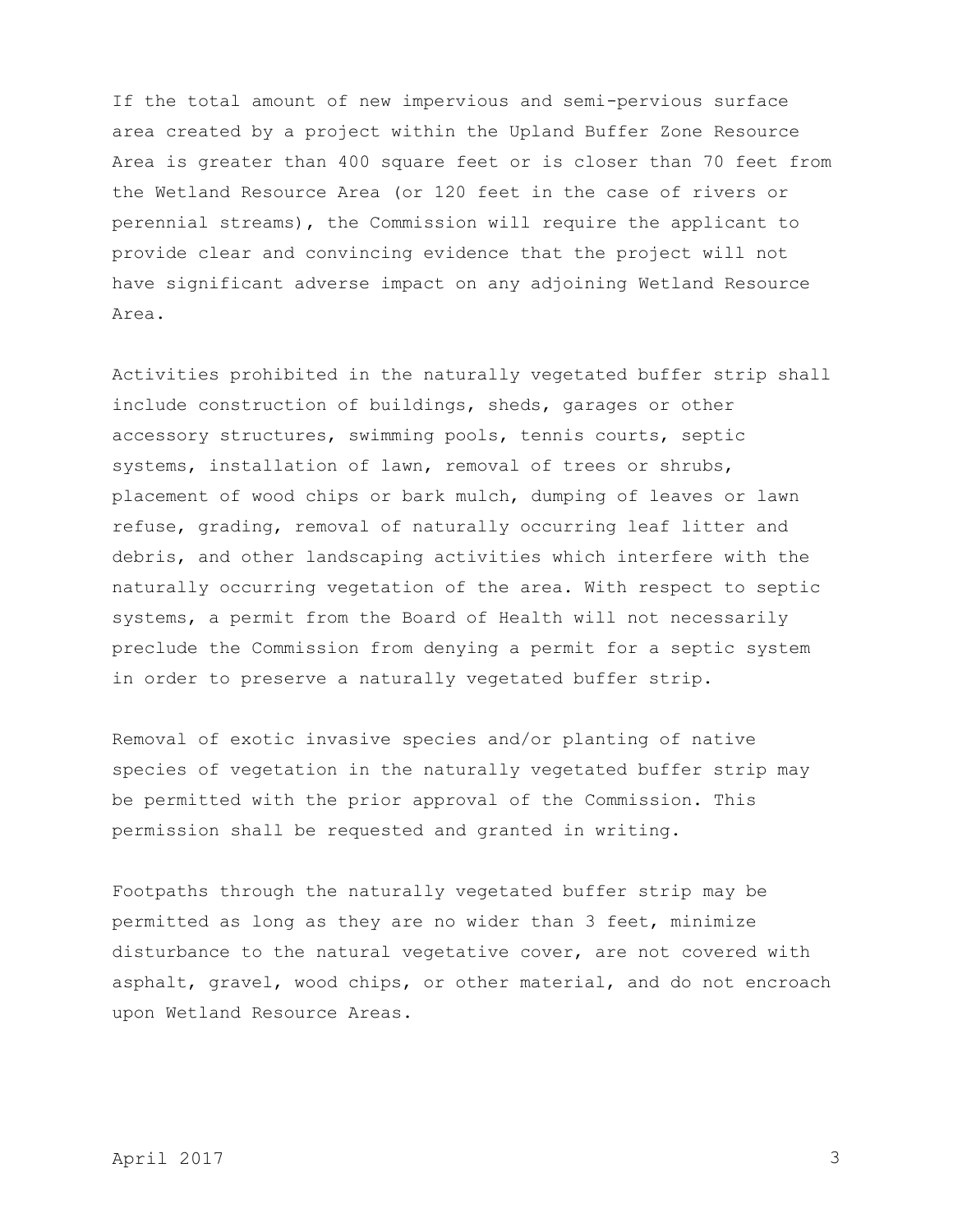If the total amount of new impervious and semi-pervious surface area created by a project within the Upland Buffer Zone Resource Area is greater than 400 square feet or is closer than 70 feet from the Wetland Resource Area (or 120 feet in the case of rivers or perennial streams), the Commission will require the applicant to provide clear and convincing evidence that the project will not have significant adverse impact on any adjoining Wetland Resource Area.

Activities prohibited in the naturally vegetated buffer strip shall include construction of buildings, sheds, garages or other accessory structures, swimming pools, tennis courts, septic systems, installation of lawn, removal of trees or shrubs, placement of wood chips or bark mulch, dumping of leaves or lawn refuse, grading, removal of naturally occurring leaf litter and debris, and other landscaping activities which interfere with the naturally occurring vegetation of the area. With respect to septic systems, a permit from the Board of Health will not necessarily preclude the Commission from denying a permit for a septic system in order to preserve a naturally vegetated buffer strip.

Removal of exotic invasive species and/or planting of native species of vegetation in the naturally vegetated buffer strip may be permitted with the prior approval of the Commission. This permission shall be requested and granted in writing.

Footpaths through the naturally vegetated buffer strip may be permitted as long as they are no wider than 3 feet, minimize disturbance to the natural vegetative cover, are not covered with asphalt, gravel, wood chips, or other material, and do not encroach upon Wetland Resource Areas.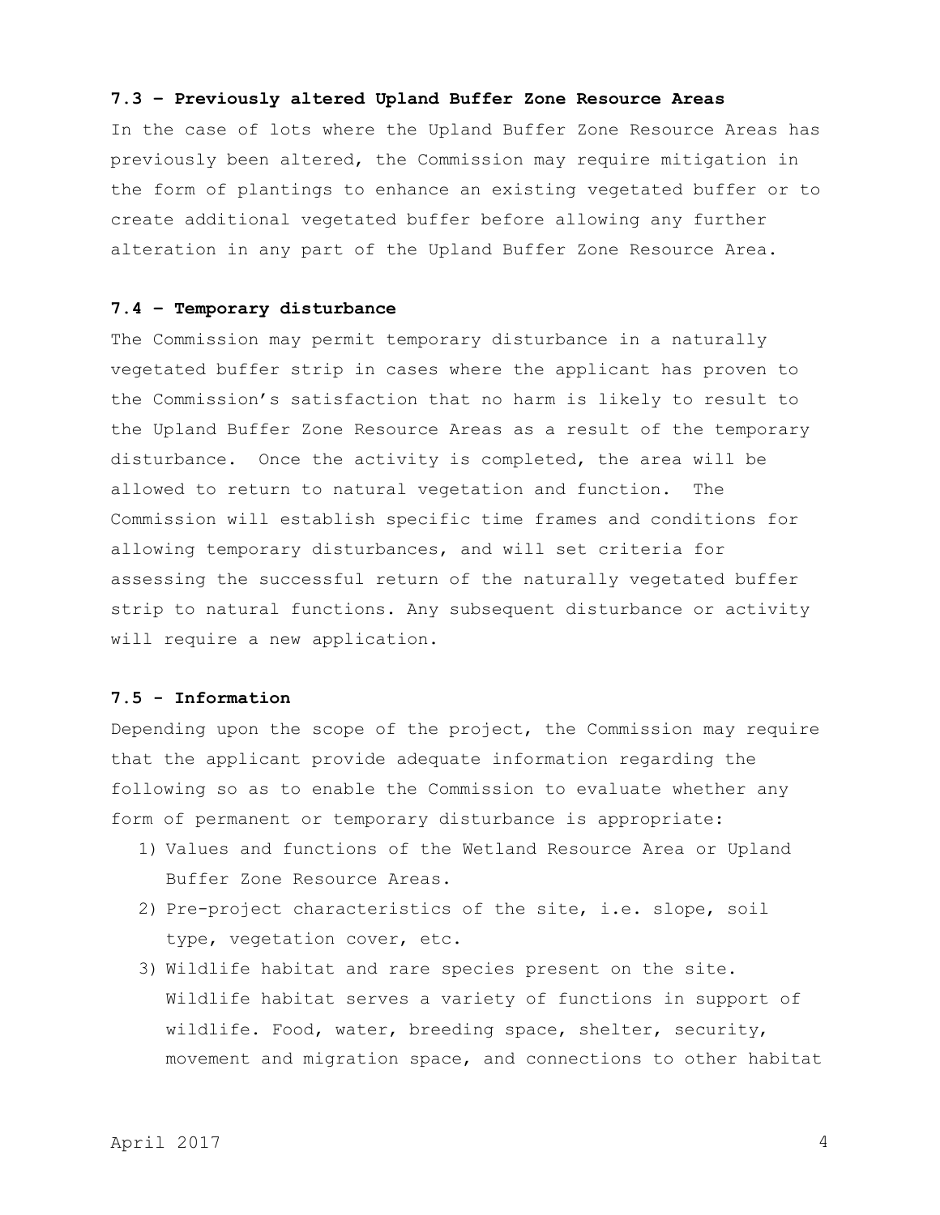**7.3 – Previously altered Upland Buffer Zone Resource Areas**

In the case of lots where the Upland Buffer Zone Resource Areas has previously been altered, the Commission may require mitigation in the form of plantings to enhance an existing vegetated buffer or to create additional vegetated buffer before allowing any further alteration in any part of the Upland Buffer Zone Resource Area.

**7.4 – Temporary disturbance**

The Commission may permit temporary disturbance in a naturally vegetated buffer strip in cases where the applicant has proven to the Commission's satisfaction that no harm is likely to result to the Upland Buffer Zone Resource Areas as a result of the temporary disturbance. Once the activity is completed, the area will be allowed to return to natural vegetation and function. The Commission will establish specific time frames and conditions for allowing temporary disturbances, and will set criteria for assessing the successful return of the naturally vegetated buffer strip to natural functions. Any subsequent disturbance or activity will require a new application.

**7.5 - Information**

Depending upon the scope of the project, the Commission may require that the applicant provide adequate information regarding the following so as to enable the Commission to evaluate whether any form of permanent or temporary disturbance is appropriate:

1) Values and functions of the Wetland Resource Area or Upland Buffer Zone Resource Areas.
2) Pre-project characteristics of the site, i.e. slope, soil type, vegetation cover, etc.
3) Wildlife habitat and rare species present on the site. Wildlife habitat serves a variety of functions in support of wildlife. Food, water, breeding space, shelter, security, movement and migration space, and connections to other habitat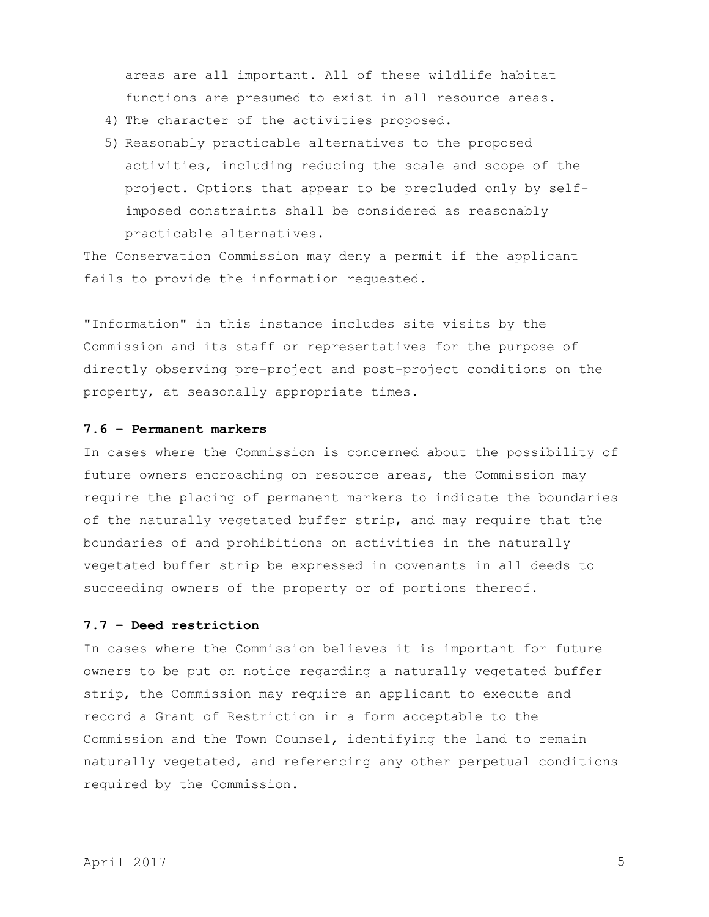areas are all important. All of these wildlife habitat functions are presumed to exist in all resource areas.

4) The character of the activities proposed.
5) Reasonably practicable alternatives to the proposed activities, including reducing the scale and scope of the project. Options that appear to be precluded only by self-imposed constraints shall be considered as reasonably practicable alternatives.

The Conservation Commission may deny a permit if the applicant fails to provide the information requested.

"Information" in this instance includes site visits by the Commission and its staff or representatives for the purpose of directly observing pre-project and post-project conditions on the property, at seasonally appropriate times.

**7.6 – Permanent markers**

In cases where the Commission is concerned about the possibility of future owners encroaching on resource areas, the Commission may require the placing of permanent markers to indicate the boundaries of the naturally vegetated buffer strip, and may require that the boundaries of and prohibitions on activities in the naturally vegetated buffer strip be expressed in covenants in all deeds to succeeding owners of the property or of portions thereof.

**7.7 – Deed restriction**

In cases where the Commission believes it is important for future owners to be put on notice regarding a naturally vegetated buffer strip, the Commission may require an applicant to execute and record a Grant of Restriction in a form acceptable to the Commission and the Town Counsel, identifying the land to remain naturally vegetated, and referencing any other perpetual conditions required by the Commission.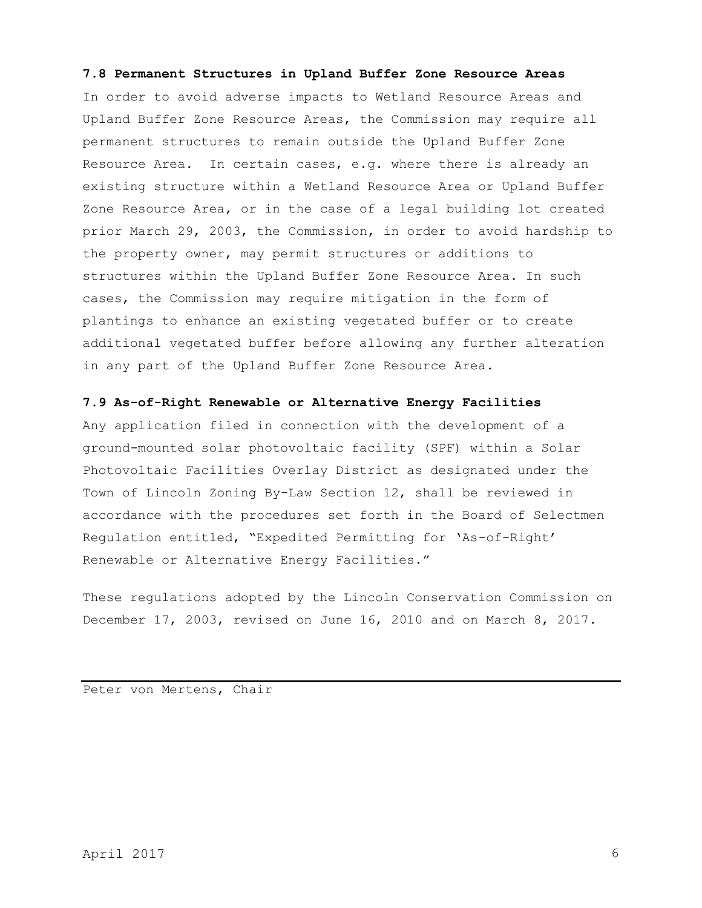**7.8 Permanent Structures in Upland Buffer Zone Resource Areas**

In order to avoid adverse impacts to Wetland Resource Areas and Upland Buffer Zone Resource Areas, the Commission may require all permanent structures to remain outside the Upland Buffer Zone Resource Area. In certain cases, e.g. where there is already an existing structure within a Wetland Resource Area or Upland Buffer Zone Resource Area, or in the case of a legal building lot created prior March 29, 2003, the Commission, in order to avoid hardship to the property owner, may permit structures or additions to structures within the Upland Buffer Zone Resource Area. In such cases, the Commission may require mitigation in the form of plantings to enhance an existing vegetated buffer or to create additional vegetated buffer before allowing any further alteration in any part of the Upland Buffer Zone Resource Area.

**7.9 As-of-Right Renewable or Alternative Energy Facilities**

Any application filed in connection with the development of a ground-mounted solar photovoltaic facility (SPF) within a Solar Photovoltaic Facilities Overlay District as designated under the Town of Lincoln Zoning By-Law Section 12, shall be reviewed in accordance with the procedures set forth in the Board of Selectmen Regulation entitled, "Expedited Permitting for 'As-of-Right' Renewable or Alternative Energy Facilities."

These regulations adopted by the Lincoln Conservation Commission on December 17, 2003, revised on June 16, 2010 and on March 8, 2017.

---

Peter von Mertens, Chair